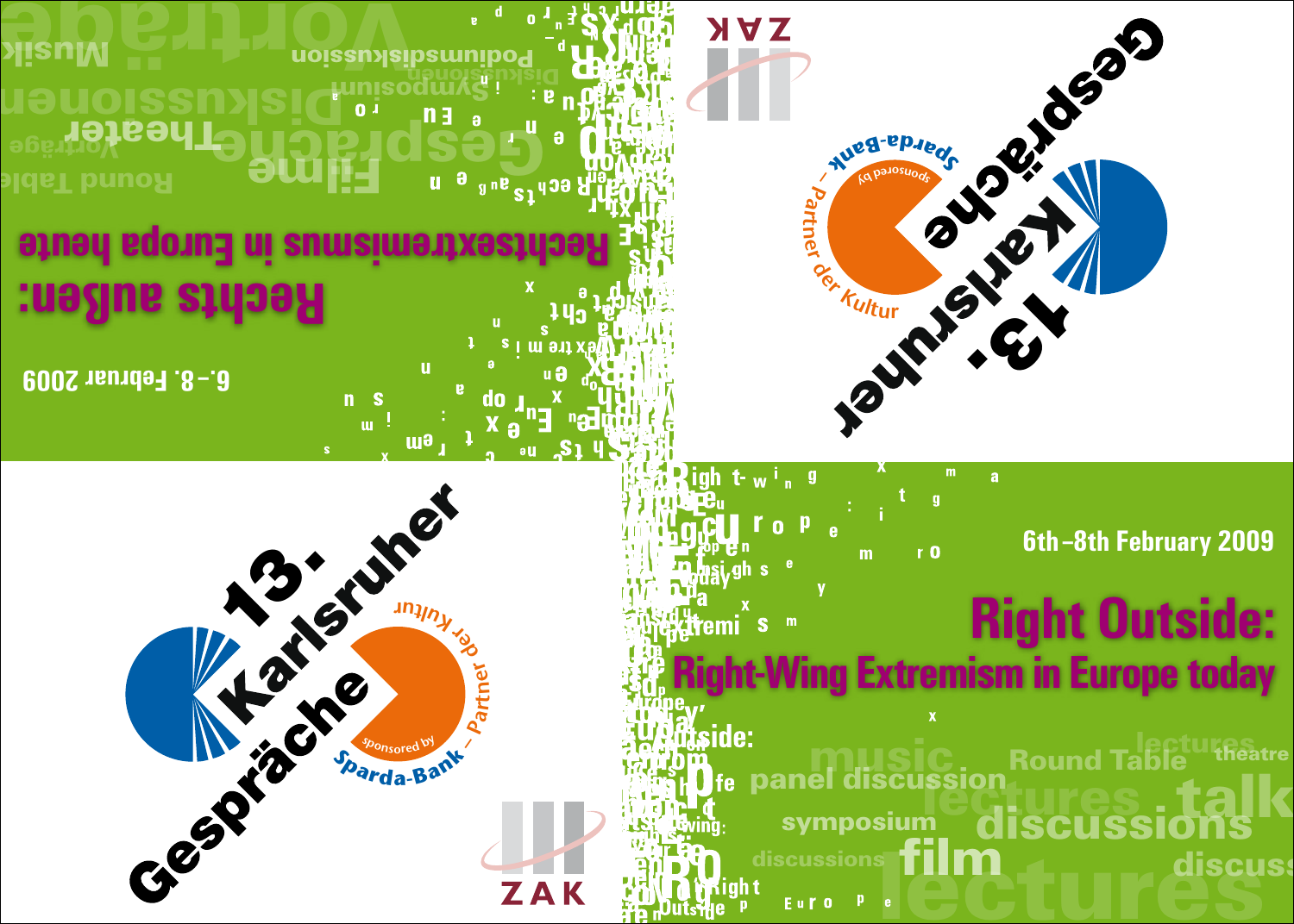# Rechts außen:

## Rechtsextremismus in Europa heute

6.–8. Februar 2009

Vorträge · Musik · Podiumsdiskussion · Symposium · Diskussionen · Theater · Gespräche · Filme · Round Table

# 13. Karlsruher Gespräche

Sparda-Bank – Partner der Kultur, sponsored by

ZAK

# 13. Karlsruher Gespräche

Sparda-Bank – Partner der Kultur, sponsored by

ZAK

6th–8th February 2009

# Right Outside:

## Right-Wing Extremism in Europe today

music · Round Table · lectures · theatre · panel discussion · talk · symposium · discussions · film · lectures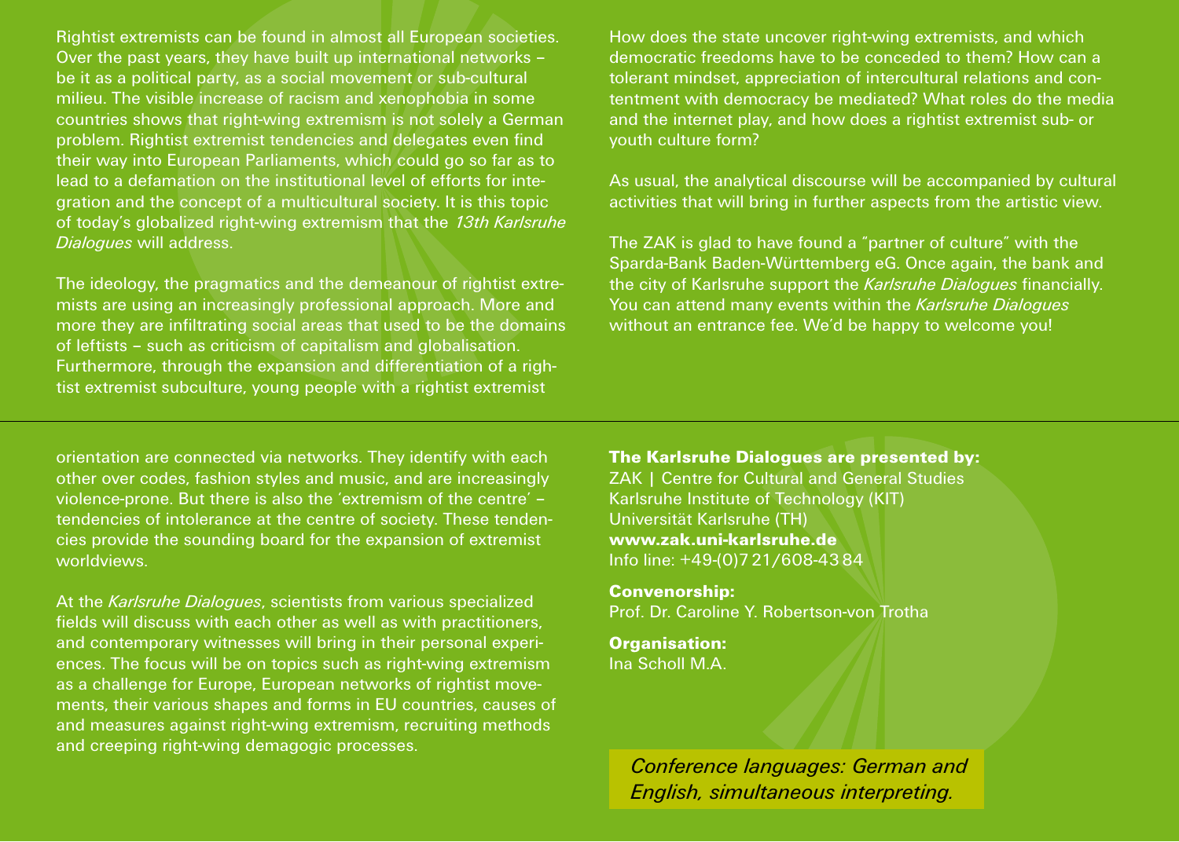Rightist extremists can be found in almost all European societies. Over the past years, they have built up international networks – be it as a political party, as a social movement or sub-cultural milieu. The visible increase of racism and xenophobia in some countries shows that right-wing extremism is not solely a German problem. Rightist extremist tendencies and delegates even find their way into European Parliaments, which could go so far as to lead to a defamation on the institutional level of efforts for integration and the concept of a multicultural society. It is this topic of today's globalized right-wing extremism that the *13th Karlsruhe Dialogues* will address.

The ideology, the pragmatics and the demeanour of rightist extremists are using an increasingly professional approach. More and more they are infiltrating social areas that used to be the domains of leftists – such as criticism of capitalism and globalisation. Furthermore, through the expansion and differentiation of a rightist extremist subculture, young people with a rightist extremist orientation are connected via networks. They identify with each other over codes, fashion styles and music, and are increasingly violence-prone. But there is also the 'extremism of the centre' – tendencies of intolerance at the centre of society. These tendencies provide the sounding board for the expansion of extremist worldviews.

At the *Karlsruhe Dialogues*, scientists from various specialized fields will discuss with each other as well as with practitioners, and contemporary witnesses will bring in their personal experiences. The focus will be on topics such as right-wing extremism as a challenge for Europe, European networks of rightist movements, their various shapes and forms in EU countries, causes of and measures against right-wing extremism, recruiting methods and creeping right-wing demagogic processes.

How does the state uncover right-wing extremists, and which democratic freedoms have to be conceded to them? How can a tolerant mindset, appreciation of intercultural relations and contentment with democracy be mediated? What roles do the media and the internet play, and how does a rightist extremist sub- or youth culture form?

As usual, the analytical discourse will be accompanied by cultural activities that will bring in further aspects from the artistic view.

The ZAK is glad to have found a "partner of culture" with the Sparda-Bank Baden-Württemberg eG. Once again, the bank and the city of Karlsruhe support the *Karlsruhe Dialogues* financially. You can attend many events within the *Karlsruhe Dialogues* without an entrance fee. We'd be happy to welcome you!

**The Karlsruhe Dialogues are presented by:**
ZAK | Centre for Cultural and General Studies
Karlsruhe Institute of Technology (KIT)
Universität Karlsruhe (TH)
**www.zak.uni-karlsruhe.de**
Info line: +49-(0)7 21/608-43 84

**Convenorship:**
Prof. Dr. Caroline Y. Robertson-von Trotha

**Organisation:**
Ina Scholl M.A.

*Conference languages: German and English, simultaneous interpreting.*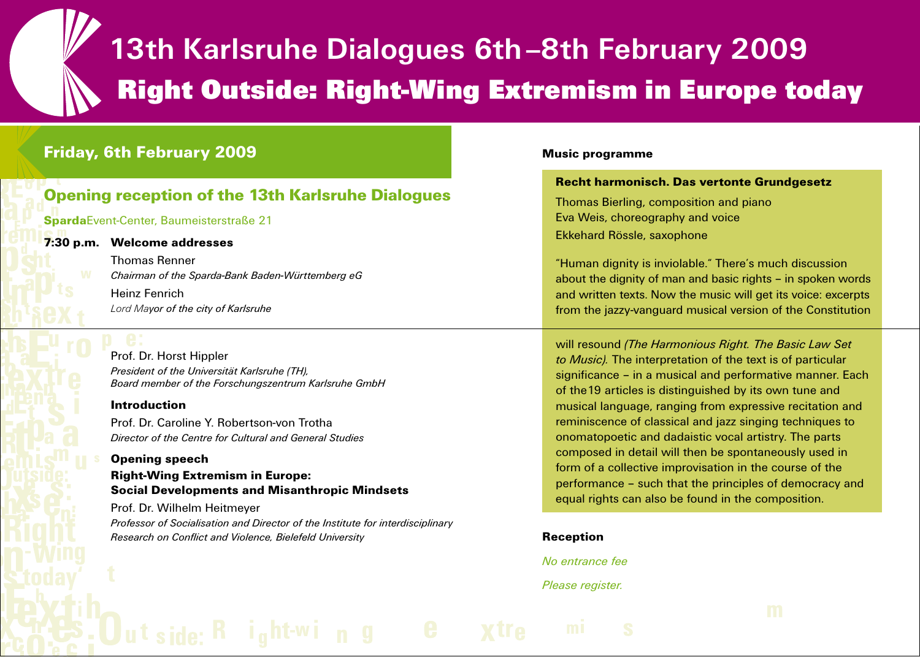# 13th Karlsruhe Dialogues 6th–8th February 2009

## Right Outside: Right-Wing Extremism in Europe today

## Friday, 6th February 2009

### Opening reception of the 13th Karlsruhe Dialogues

**Sparda**Event-Center, Baumeisterstraße 21

**7:30 p.m. Welcome addresses**

Thomas Renner
*Chairman of the Sparda-Bank Baden-Württemberg eG*

Heinz Fenrich
*Lord Mayor of the city of Karlsruhe*

Prof. Dr. Horst Hippler
*President of the Universität Karlsruhe (TH), Board member of the Forschungszentrum Karlsruhe GmbH*

**Introduction**

Prof. Dr. Caroline Y. Robertson-von Trotha
*Director of the Centre for Cultural and General Studies*

**Opening speech**

**Right-Wing Extremism in Europe: Social Developments and Misanthropic Mindsets**

Prof. Dr. Wilhelm Heitmeyer
*Professor of Socialisation and Director of the Institute for interdisciplinary Research on Conflict and Violence, Bielefeld University*

**Music programme**

**Recht harmonisch. Das vertonte Grundgesetz**

Thomas Bierling, composition and piano
Eva Weis, choreography and voice
Ekkehard Rössle, saxophone

"Human dignity is inviolable." There's much discussion about the dignity of man and basic rights – in spoken words and written texts. Now the music will get its voice: excerpts from the jazzy-vanguard musical version of the Constitution will resound *(The Harmonious Right. The Basic Law Set to Music).* The interpretation of the text is of particular significance – in a musical and performative manner. Each of the19 articles is distinguished by its own tune and musical language, ranging from expressive recitation and reminiscence of classical and jazz singing techniques to onomatopoetic and dadaistic vocal artistry. The parts composed in detail will then be spontaneously used in form of a collective improvisation in the course of the performance – such that the principles of democracy and equal rights can also be found in the composition.

**Reception**

*No entrance fee*

*Please register.*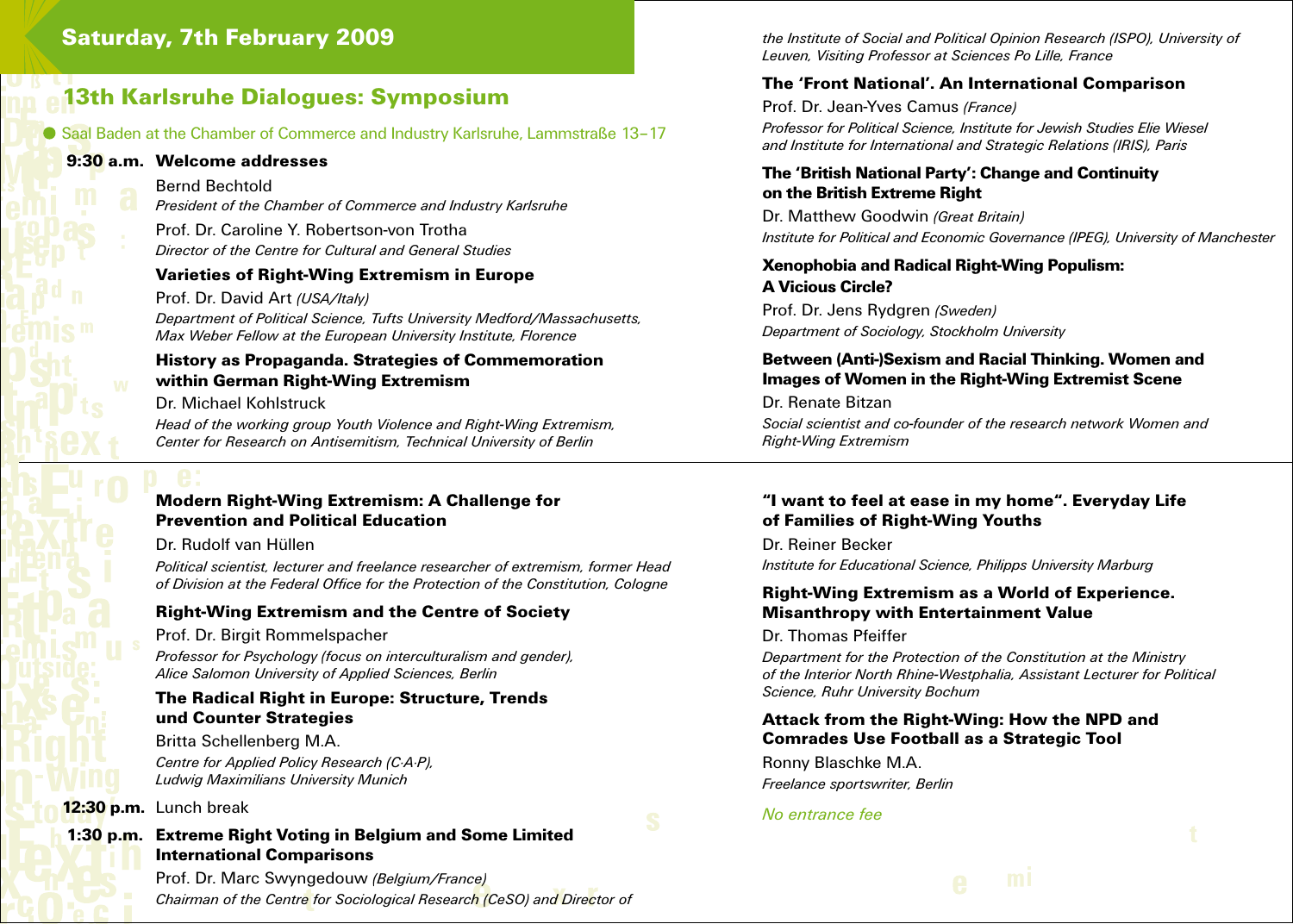## Saturday, 7th February 2009

## 13th Karlsruhe Dialogues: Symposium

Saal Baden at the Chamber of Commerce and Industry Karlsruhe, Lammstraße 13–17

**9:30 a.m.** **Welcome addresses**

Bernd Bechtold
*President of the Chamber of Commerce and Industry Karlsruhe*

Prof. Dr. Caroline Y. Robertson-von Trotha
*Director of the Centre for Cultural and General Studies*

**Varieties of Right-Wing Extremism in Europe**

Prof. Dr. David Art *(USA/Italy)*
*Department of Political Science, Tufts University Medford/Massachusetts, Max Weber Fellow at the European University Institute, Florence*

**History as Propaganda. Strategies of Commemoration within German Right-Wing Extremism**

Dr. Michael Kohlstruck
*Head of the working group Youth Violence and Right-Wing Extremism, Center for Research on Antisemitism, Technical University of Berlin*

**Modern Right-Wing Extremism: A Challenge for Prevention and Political Education**

Dr. Rudolf van Hüllen
*Political scientist, lecturer and freelance researcher of extremism, former Head of Division at the Federal Office for the Protection of the Constitution, Cologne*

**Right-Wing Extremism and the Centre of Society**

Prof. Dr. Birgit Rommelspacher
*Professor for Psychology (focus on interculturalism and gender), Alice Salomon University of Applied Sciences, Berlin*

**The Radical Right in Europe: Structure, Trends und Counter Strategies**

Britta Schellenberg M.A.
*Centre for Applied Policy Research (C·A·P), Ludwig Maximilians University Munich*

**12:30 p.m.** Lunch break

**1:30 p.m.** **Extreme Right Voting in Belgium and Some Limited International Comparisons**

Prof. Dr. Marc Swyngedouw *(Belgium/France)*
*Chairman of the Centre for Sociological Research (CeSO) and Director of the Institute of Social and Political Opinion Research (ISPO), University of Leuven, Visiting Professor at Sciences Po Lille, France*

**The 'Front National'. An International Comparison**

Prof. Dr. Jean-Yves Camus *(France)*
*Professor for Political Science, Institute for Jewish Studies Elie Wiesel and Institute for International and Strategic Relations (IRIS), Paris*

**The 'British National Party': Change and Continuity on the British Extreme Right**

Dr. Matthew Goodwin *(Great Britain)*
*Institute for Political and Economic Governance (IPEG), University of Manchester*

**Xenophobia and Radical Right-Wing Populism: A Vicious Circle?**

Prof. Dr. Jens Rydgren *(Sweden)*
*Department of Sociology, Stockholm University*

**Between (Anti-)Sexism and Racial Thinking. Women and Images of Women in the Right-Wing Extremist Scene**

Dr. Renate Bitzan
*Social scientist and co-founder of the research network Women and Right-Wing Extremism*

**"I want to feel at ease in my home". Everyday Life of Families of Right-Wing Youths**

Dr. Reiner Becker
*Institute for Educational Science, Philipps University Marburg*

**Right-Wing Extremism as a World of Experience. Misanthropy with Entertainment Value**

Dr. Thomas Pfeiffer
*Department for the Protection of the Constitution at the Ministry of the Interior North Rhine-Westphalia, Assistant Lecturer for Political Science, Ruhr University Bochum*

**Attack from the Right-Wing: How the NPD and Comrades Use Football as a Strategic Tool**

Ronny Blaschke M.A.
*Freelance sportswriter, Berlin*

*No entrance fee*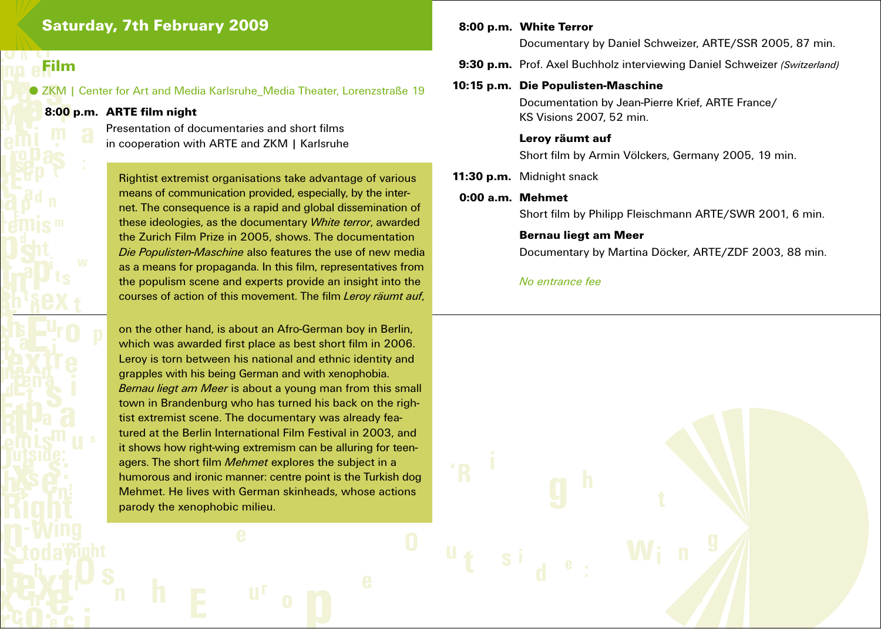## Saturday, 7th February 2009

### Film

ZKM | Center for Art and Media Karlsruhe_Media Theater, Lorenzstraße 19

**8:00 p.m. ARTE film night**
Presentation of documentaries and short films in cooperation with ARTE and ZKM | Karlsruhe

Rightist extremist organisations take advantage of various means of communication provided, especially, by the internet. The consequence is a rapid and global dissemination of these ideologies, as the documentary *White terror*, awarded the Zurich Film Prize in 2005, shows. The documentation *Die Populisten-Maschine* also features the use of new media as a means for propaganda. In this film, representatives from the populism scene and experts provide an insight into the courses of action of this movement. The film *Leroy räumt auf*, on the other hand, is about an Afro-German boy in Berlin, which was awarded first place as best short film in 2006. Leroy is torn between his national and ethnic identity and grapples with his being German and with xenophobia. *Bernau liegt am Meer* is about a young man from this small town in Brandenburg who has turned his back on the rightist extremist scene. The documentary was already featured at the Berlin International Film Festival in 2003, and it shows how right-wing extremism can be alluring for teenagers. The short film *Mehmet* explores the subject in a humorous and ironic manner: centre point is the Turkish dog Mehmet. He lives with German skinheads, whose actions parody the xenophobic milieu.

**8:00 p.m. White Terror**
Documentary by Daniel Schweizer, ARTE/SSR 2005, 87 min.

**9:30 p.m.** Prof. Axel Buchholz interviewing Daniel Schweizer *(Switzerland)*

**10:15 p.m. Die Populisten-Maschine**
Documentation by Jean-Pierre Krief, ARTE France/ KS Visions 2007, 52 min.

**Leroy räumt auf**
Short film by Armin Völckers, Germany 2005, 19 min.

**11:30 p.m.** Midnight snack

**0:00 a.m. Mehmet**
Short film by Philipp Fleischmann ARTE/SWR 2001, 6 min.

**Bernau liegt am Meer**
Documentary by Martina Döcker, ARTE/ZDF 2003, 88 min.

*No entrance fee*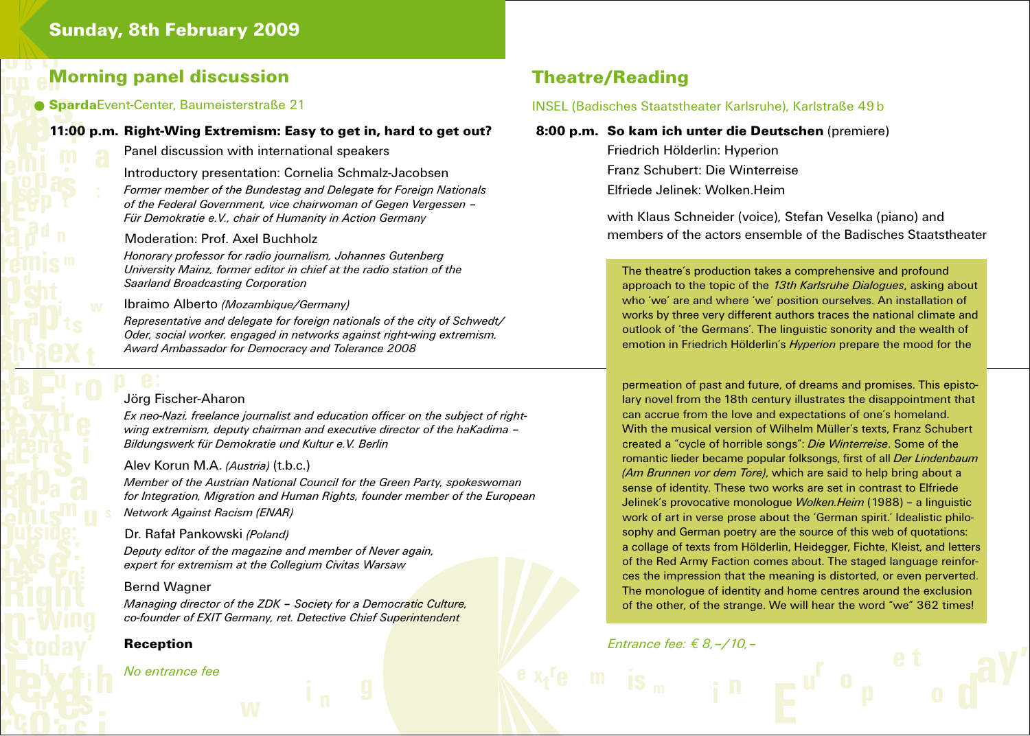# Sunday, 8th February 2009

## Morning panel discussion

**Sparda**Event-Center, Baumeisterstraße 21

**11:00 p.m. Right-Wing Extremism: Easy to get in, hard to get out?**

Panel discussion with international speakers

Introductory presentation: Cornelia Schmalz-Jacobsen

*Former member of the Bundestag and Delegate for Foreign Nationals of the Federal Government, vice chairwoman of Gegen Vergessen – Für Demokratie e.V., chair of Humanity in Action Germany*

Moderation: Prof. Axel Buchholz

*Honorary professor for radio journalism, Johannes Gutenberg University Mainz, former editor in chief at the radio station of the Saarland Broadcasting Corporation*

Ibraimo Alberto *(Mozambique/Germany)*

*Representative and delegate for foreign nationals of the city of Schwedt/Oder, social worker, engaged in networks against right-wing extremism, Award Ambassador for Democracy and Tolerance 2008*

Jörg Fischer-Aharon

*Ex neo-Nazi, freelance journalist and education officer on the subject of right-wing extremism, deputy chairman and executive director of the haKadima – Bildungswerk für Demokratie und Kultur e.V. Berlin*

Alev Korun M.A. *(Austria)* (t.b.c.)

*Member of the Austrian National Council for the Green Party, spokeswoman for Integration, Migration and Human Rights, founder member of the European Network Against Racism (ENAR)*

Dr. Rafał Pankowski *(Poland)*

*Deputy editor of the magazine and member of Never again, expert for extremism at the Collegium Civitas Warsaw*

Bernd Wagner

*Managing director of the ZDK – Society for a Democratic Culture, co-founder of EXIT Germany, ret. Detective Chief Superintendent*

**Reception**

*No entrance fee*

## Theatre/Reading

INSEL (Badisches Staatstheater Karlsruhe), Karlstraße 49 b

**8:00 p.m. So kam ich unter die Deutschen** (premiere)

Friedrich Hölderlin: Hyperion
Franz Schubert: Die Winterreise
Elfriede Jelinek: Wolken.Heim

with Klaus Schneider (voice), Stefan Veselka (piano) and members of the actors ensemble of the Badisches Staatstheater

The theatre's production takes a comprehensive and profound approach to the topic of the *13th Karlsruhe Dialogues*, asking about who 'we' are and where 'we' position ourselves. An installation of works by three very different authors traces the national climate and outlook of 'the Germans'. The linguistic sonority and the wealth of emotion in Friedrich Hölderlin's *Hyperion* prepare the mood for the permeation of past and future, of dreams and promises. This epistolary novel from the 18th century illustrates the disappointment that can accrue from the love and expectations of one's homeland. With the musical version of Wilhelm Müller's texts, Franz Schubert created a "cycle of horrible songs": *Die Winterreise*. Some of the romantic lieder became popular folksongs, first of all *Der Lindenbaum (Am Brunnen vor dem Tore)*, which are said to help bring about a sense of identity. These two works are set in contrast to Elfriede Jelinek's provocative monologue *Wolken.Heim* (1988) – a linguistic work of art in verse prose about the 'German spirit.' Idealistic philosophy and German poetry are the source of this web of quotations: a collage of texts from Hölderlin, Heidegger, Fichte, Kleist, and letters of the Red Army Faction comes about. The staged language reinforces the impression that the meaning is distorted, or even perverted. The monologue of identity and home centres around the exclusion of the other, of the strange. We will hear the word "we" 362 times!

*Entrance fee: € 8,–/10,–*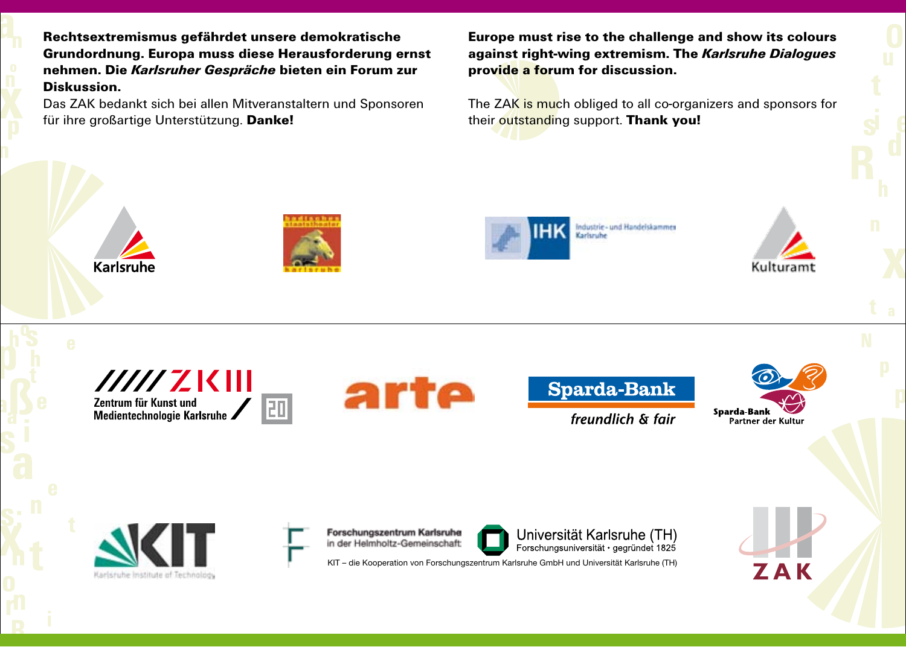**Rechtsextremismus gefährdet unsere demokratische Grundordnung. Europa muss diese Herausforderung ernst nehmen. Die *Karlsruher Gespräche* bieten ein Forum zur Diskussion.**

Das ZAK bedankt sich bei allen Mitveranstaltern und Sponsoren für ihre großartige Unterstützung. **Danke!**

**Europe must rise to the challenge and show its colours against right-wing extremism. The *Karlsruhe Dialogues* provide a forum for discussion.**

The ZAK is much obliged to all co-organizers and sponsors for their outstanding support. **Thank you!**

Karlsruhe

badisches staatstheater karlsruhe

IHK Industrie- und Handelskammer Karlsruhe

Kulturamt

ZKM Zentrum für Kunst und Medientechnologie Karlsruhe

20

arte

Sparda-Bank freundlich & fair

Sparda-Bank Partner der Kultur

KIT Karlsruhe Institute of Technology

Forschungszentrum Karlsruhe in der Helmholtz-Gemeinschaft

Universität Karlsruhe (TH) Forschungsuniversität · gegründet 1825

KIT – die Kooperation von Forschungszentrum Karlsruhe GmbH und Universität Karlsruhe (TH)

ZAK